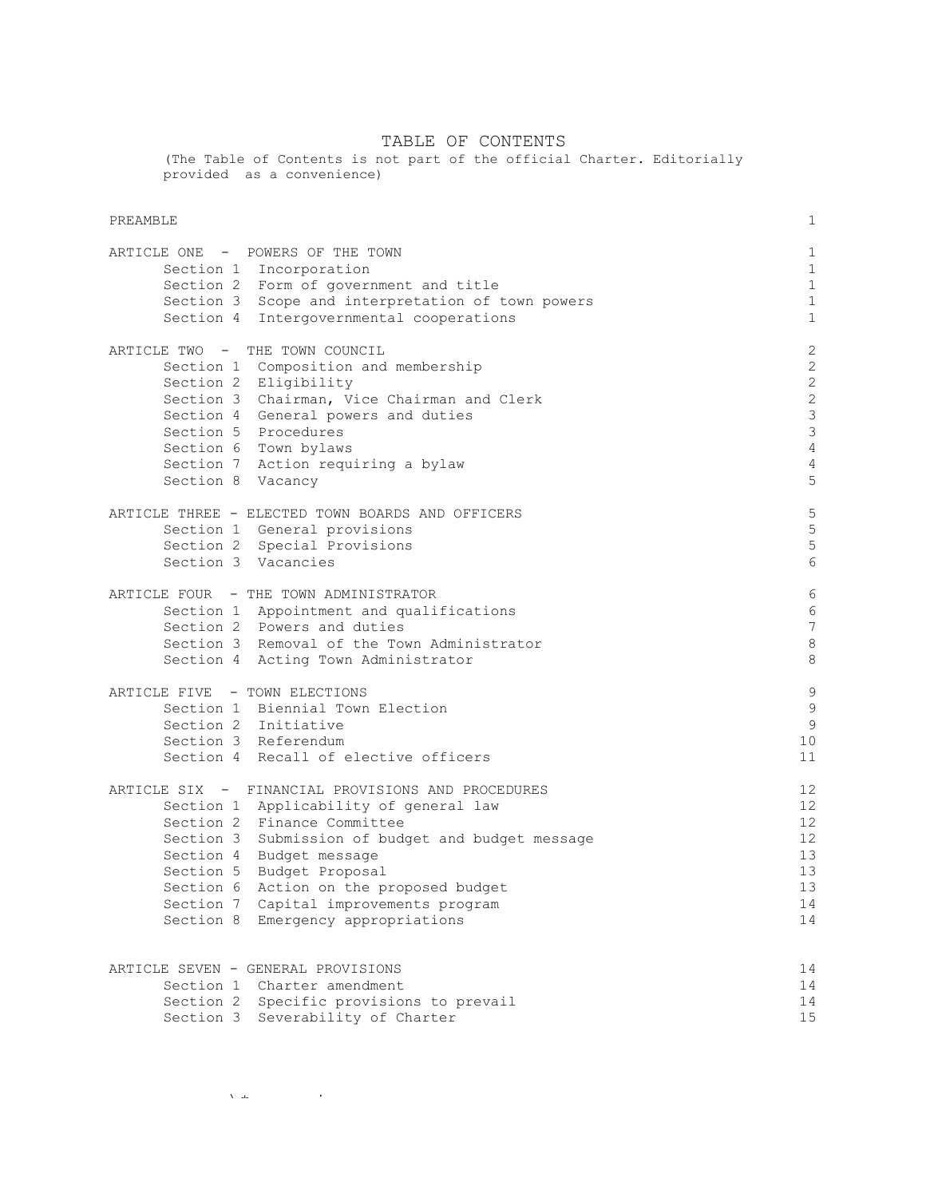# TABLE OF CONTENTS

(The Table of Contents is not part of the official Charter. Editorially provided as a convenience)

| | |
|---|---|
| PREAMBLE | 1 |
| **ARTICLE ONE - POWERS OF THE TOWN** | 1 |
| Section 1 Incorporation | 1 |
| Section 2 Form of government and title | 1 |
| Section 3 Scope and interpretation of town powers | 1 |
| Section 4 Intergovernmental cooperations | 1 |
| **ARTICLE TWO - THE TOWN COUNCIL** | 2 |
| Section 1 Composition and membership | 2 |
| Section 2 Eligibility | 2 |
| Section 3 Chairman, Vice Chairman and Clerk | 2 |
| Section 4 General powers and duties | 3 |
| Section 5 Procedures | 3 |
| Section 6 Town bylaws | 4 |
| Section 7 Action requiring a bylaw | 4 |
| Section 8 Vacancy | 5 |
| **ARTICLE THREE - ELECTED TOWN BOARDS AND OFFICERS** | 5 |
| Section 1 General provisions | 5 |
| Section 2 Special Provisions | 5 |
| Section 3 Vacancies | 6 |
| **ARTICLE FOUR - THE TOWN ADMINISTRATOR** | 6 |
| Section 1 Appointment and qualifications | 6 |
| Section 2 Powers and duties | 7 |
| Section 3 Removal of the Town Administrator | 8 |
| Section 4 Acting Town Administrator | 8 |
| **ARTICLE FIVE - TOWN ELECTIONS** | 9 |
| Section 1 Biennial Town Election | 9 |
| Section 2 Initiative | 9 |
| Section 3 Referendum | 10 |
| Section 4 Recall of elective officers | 11 |
| **ARTICLE SIX - FINANCIAL PROVISIONS AND PROCEDURES** | 12 |
| Section 1 Applicability of general law | 12 |
| Section 2 Finance Committee | 12 |
| Section 3 Submission of budget and budget message | 12 |
| Section 4 Budget message | 13 |
| Section 5 Budget Proposal | 13 |
| Section 6 Action on the proposed budget | 13 |
| Section 7 Capital improvements program | 14 |
| Section 8 Emergency appropriations | 14 |
| **ARTICLE SEVEN - GENERAL PROVISIONS** | 14 |
| Section 1 Charter amendment | 14 |
| Section 2 Specific provisions to prevail | 14 |
| Section 3 Severability of Charter | 15 |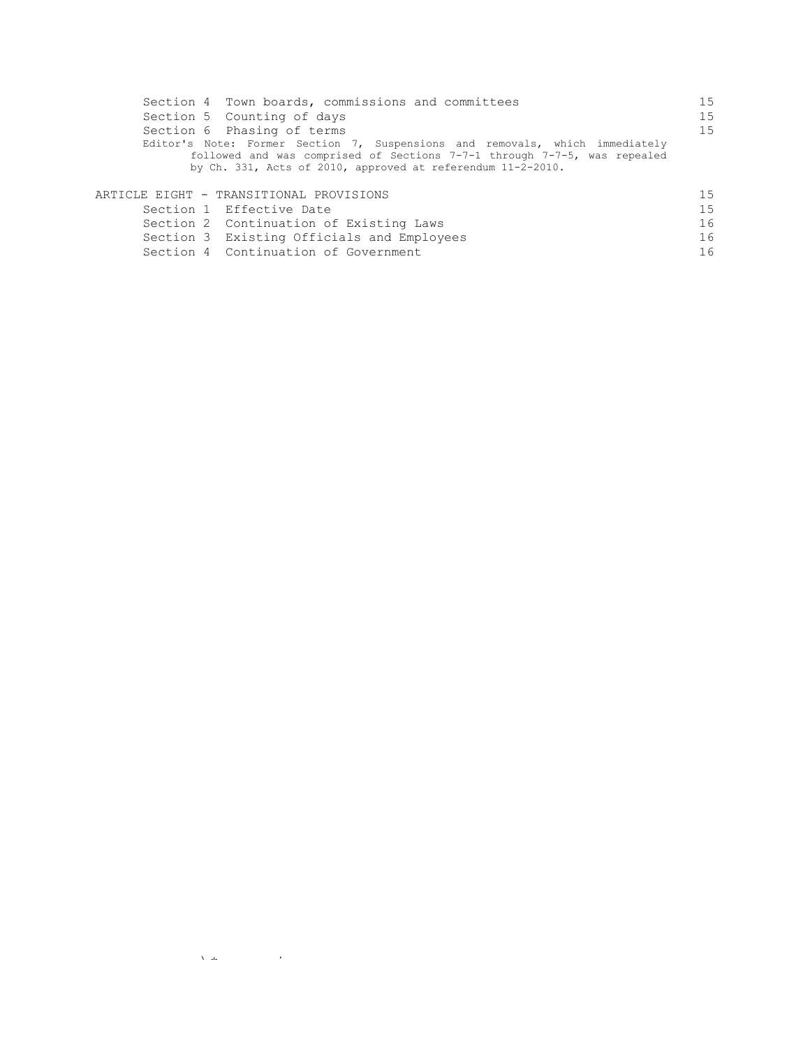| | |
|---|---|
| Section 4 Town boards, commissions and committees | 15 |
| Section 5 Counting of days | 15 |
| Section 6 Phasing of terms | 15 |
| Editor's Note: Former Section 7, Suspensions and removals, which immediately followed and was comprised of Sections 7-7-1 through 7-7-5, was repealed by Ch. 331, Acts of 2010, approved at referendum 11-2-2010. | |

| | |
|---|---|
| ARTICLE EIGHT - TRANSITIONAL PROVISIONS | 15 |
| Section 1 Effective Date | 15 |
| Section 2 Continuation of Existing Laws | 16 |
| Section 3 Existing Officials and Employees | 16 |
| Section 4 Continuation of Government | 16 |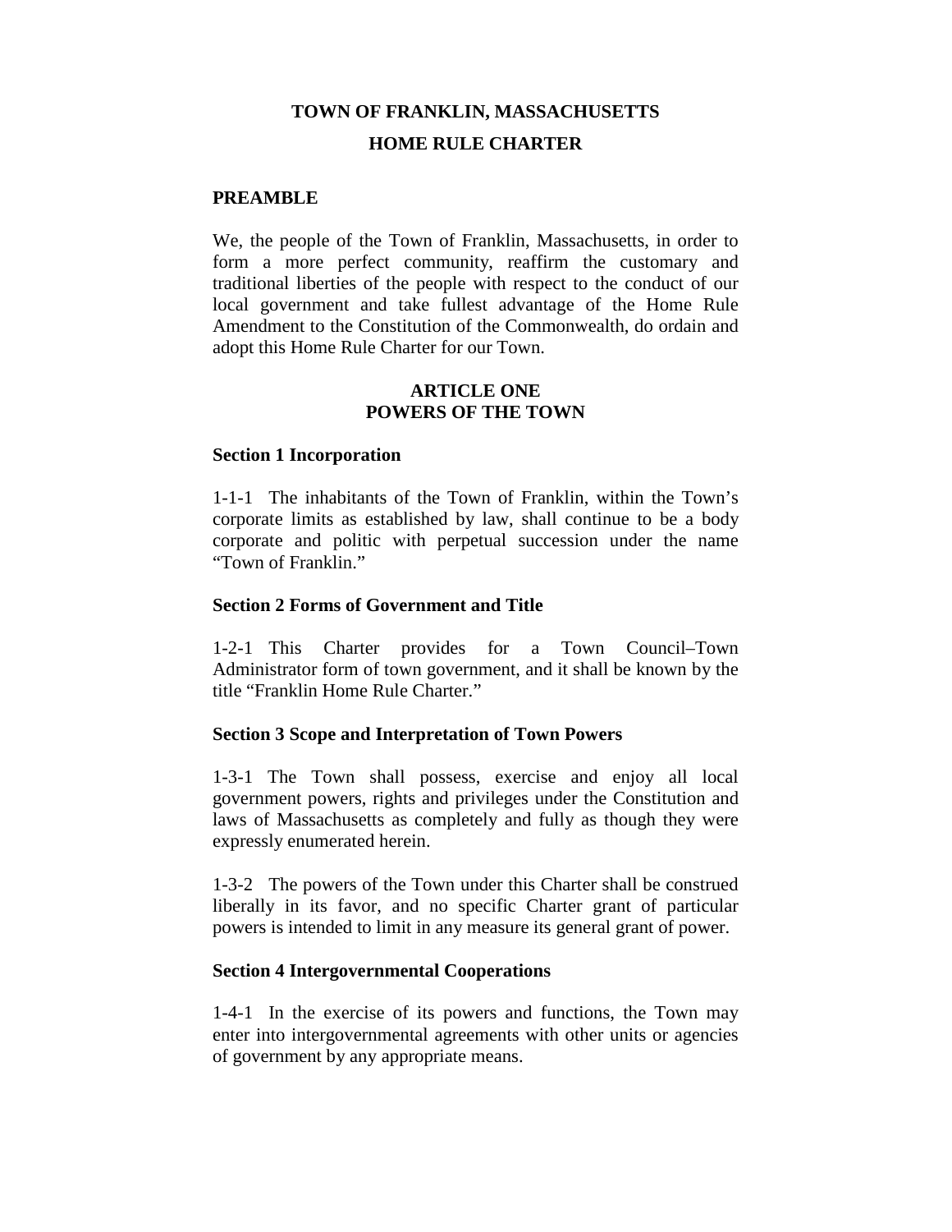# TOWN OF FRANKLIN, MASSACHUSETTS

# HOME RULE CHARTER

## PREAMBLE

We, the people of the Town of Franklin, Massachusetts, in order to form a more perfect community, reaffirm the customary and traditional liberties of the people with respect to the conduct of our local government and take fullest advantage of the Home Rule Amendment to the Constitution of the Commonwealth, do ordain and adopt this Home Rule Charter for our Town.

## ARTICLE ONE
## POWERS OF THE TOWN

### Section 1 Incorporation

1-1-1 The inhabitants of the Town of Franklin, within the Town's corporate limits as established by law, shall continue to be a body corporate and politic with perpetual succession under the name "Town of Franklin."

### Section 2 Forms of Government and Title

1-2-1 This Charter provides for a Town Council–Town Administrator form of town government, and it shall be known by the title "Franklin Home Rule Charter."

### Section 3 Scope and Interpretation of Town Powers

1-3-1 The Town shall possess, exercise and enjoy all local government powers, rights and privileges under the Constitution and laws of Massachusetts as completely and fully as though they were expressly enumerated herein.

1-3-2 The powers of the Town under this Charter shall be construed liberally in its favor, and no specific Charter grant of particular powers is intended to limit in any measure its general grant of power.

### Section 4 Intergovernmental Cooperations

1-4-1 In the exercise of its powers and functions, the Town may enter into intergovernmental agreements with other units or agencies of government by any appropriate means.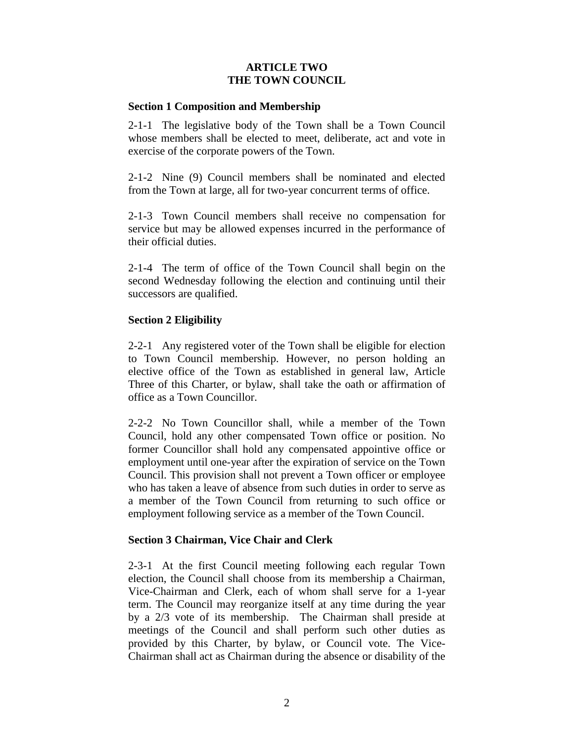## ARTICLE TWO
## THE TOWN COUNCIL

**Section 1 Composition and Membership**

2-1-1 The legislative body of the Town shall be a Town Council whose members shall be elected to meet, deliberate, act and vote in exercise of the corporate powers of the Town.

2-1-2 Nine (9) Council members shall be nominated and elected from the Town at large, all for two-year concurrent terms of office.

2-1-3 Town Council members shall receive no compensation for service but may be allowed expenses incurred in the performance of their official duties.

2-1-4 The term of office of the Town Council shall begin on the second Wednesday following the election and continuing until their successors are qualified.

**Section 2 Eligibility**

2-2-1 Any registered voter of the Town shall be eligible for election to Town Council membership. However, no person holding an elective office of the Town as established in general law, Article Three of this Charter, or bylaw, shall take the oath or affirmation of office as a Town Councillor.

2-2-2 No Town Councillor shall, while a member of the Town Council, hold any other compensated Town office or position. No former Councillor shall hold any compensated appointive office or employment until one-year after the expiration of service on the Town Council. This provision shall not prevent a Town officer or employee who has taken a leave of absence from such duties in order to serve as a member of the Town Council from returning to such office or employment following service as a member of the Town Council.

**Section 3 Chairman, Vice Chair and Clerk**

2-3-1 At the first Council meeting following each regular Town election, the Council shall choose from its membership a Chairman, Vice-Chairman and Clerk, each of whom shall serve for a 1-year term. The Council may reorganize itself at any time during the year by a 2/3 vote of its membership. The Chairman shall preside at meetings of the Council and shall perform such other duties as provided by this Charter, by bylaw, or Council vote. The Vice-Chairman shall act as Chairman during the absence or disability of the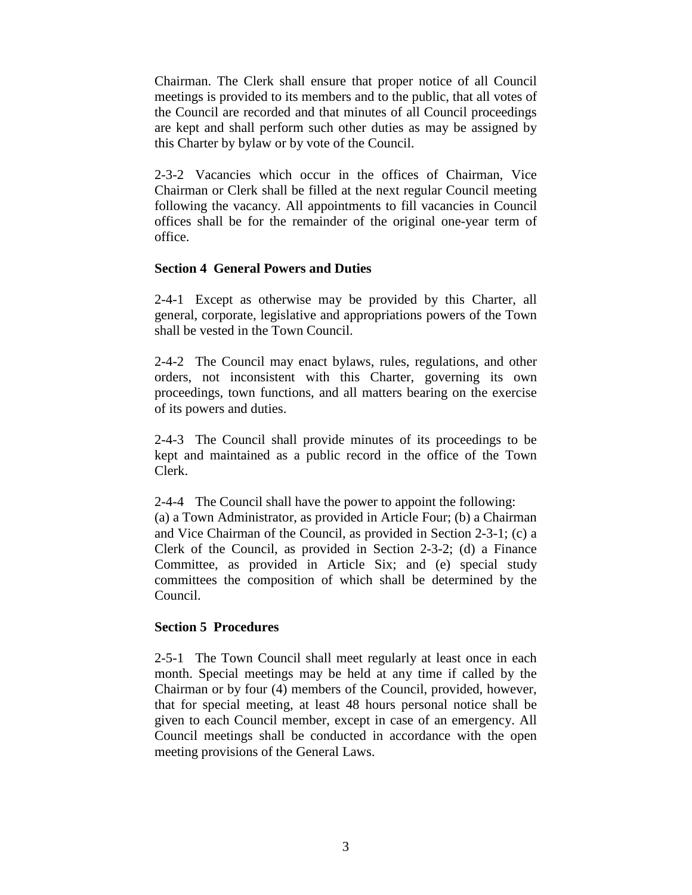Chairman. The Clerk shall ensure that proper notice of all Council meetings is provided to its members and to the public, that all votes of the Council are recorded and that minutes of all Council proceedings are kept and shall perform such other duties as may be assigned by this Charter by bylaw or by vote of the Council.

2-3-2 Vacancies which occur in the offices of Chairman, Vice Chairman or Clerk shall be filled at the next regular Council meeting following the vacancy. All appointments to fill vacancies in Council offices shall be for the remainder of the original one-year term of office.

**Section 4 General Powers and Duties**

2-4-1 Except as otherwise may be provided by this Charter, all general, corporate, legislative and appropriations powers of the Town shall be vested in the Town Council.

2-4-2 The Council may enact bylaws, rules, regulations, and other orders, not inconsistent with this Charter, governing its own proceedings, town functions, and all matters bearing on the exercise of its powers and duties.

2-4-3 The Council shall provide minutes of its proceedings to be kept and maintained as a public record in the office of the Town Clerk.

2-4-4 The Council shall have the power to appoint the following: (a) a Town Administrator, as provided in Article Four; (b) a Chairman and Vice Chairman of the Council, as provided in Section 2-3-1; (c) a Clerk of the Council, as provided in Section 2-3-2; (d) a Finance Committee, as provided in Article Six; and (e) special study committees the composition of which shall be determined by the Council.

**Section 5 Procedures**

2-5-1 The Town Council shall meet regularly at least once in each month. Special meetings may be held at any time if called by the Chairman or by four (4) members of the Council, provided, however, that for special meeting, at least 48 hours personal notice shall be given to each Council member, except in case of an emergency. All Council meetings shall be conducted in accordance with the open meeting provisions of the General Laws.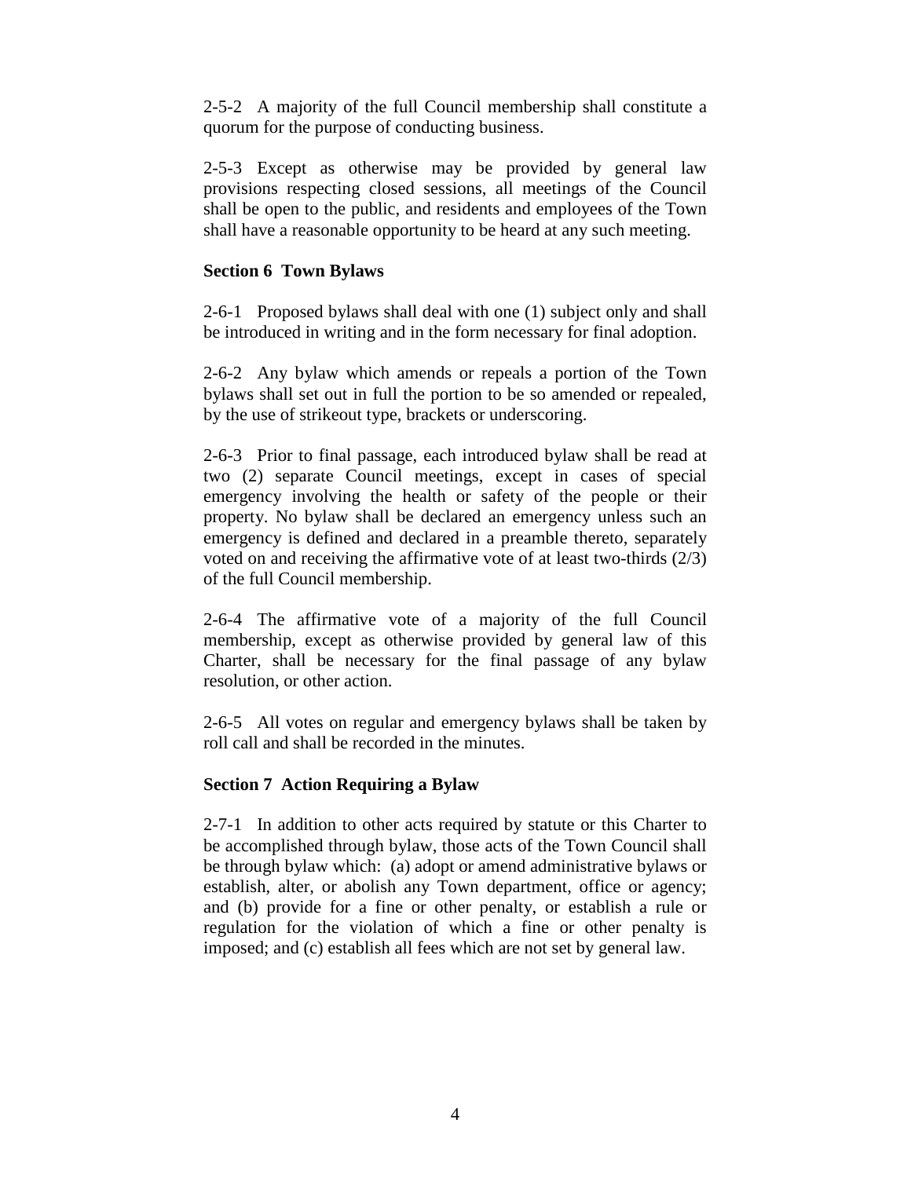2-5-2 A majority of the full Council membership shall constitute a quorum for the purpose of conducting business.

2-5-3 Except as otherwise may be provided by general law provisions respecting closed sessions, all meetings of the Council shall be open to the public, and residents and employees of the Town shall have a reasonable opportunity to be heard at any such meeting.

**Section 6 Town Bylaws**

2-6-1 Proposed bylaws shall deal with one (1) subject only and shall be introduced in writing and in the form necessary for final adoption.

2-6-2 Any bylaw which amends or repeals a portion of the Town bylaws shall set out in full the portion to be so amended or repealed, by the use of strikeout type, brackets or underscoring.

2-6-3 Prior to final passage, each introduced bylaw shall be read at two (2) separate Council meetings, except in cases of special emergency involving the health or safety of the people or their property. No bylaw shall be declared an emergency unless such an emergency is defined and declared in a preamble thereto, separately voted on and receiving the affirmative vote of at least two-thirds (2/3) of the full Council membership.

2-6-4 The affirmative vote of a majority of the full Council membership, except as otherwise provided by general law of this Charter, shall be necessary for the final passage of any bylaw resolution, or other action.

2-6-5 All votes on regular and emergency bylaws shall be taken by roll call and shall be recorded in the minutes.

**Section 7 Action Requiring a Bylaw**

2-7-1 In addition to other acts required by statute or this Charter to be accomplished through bylaw, those acts of the Town Council shall be through bylaw which: (a) adopt or amend administrative bylaws or establish, alter, or abolish any Town department, office or agency; and (b) provide for a fine or other penalty, or establish a rule or regulation for the violation of which a fine or other penalty is imposed; and (c) establish all fees which are not set by general law.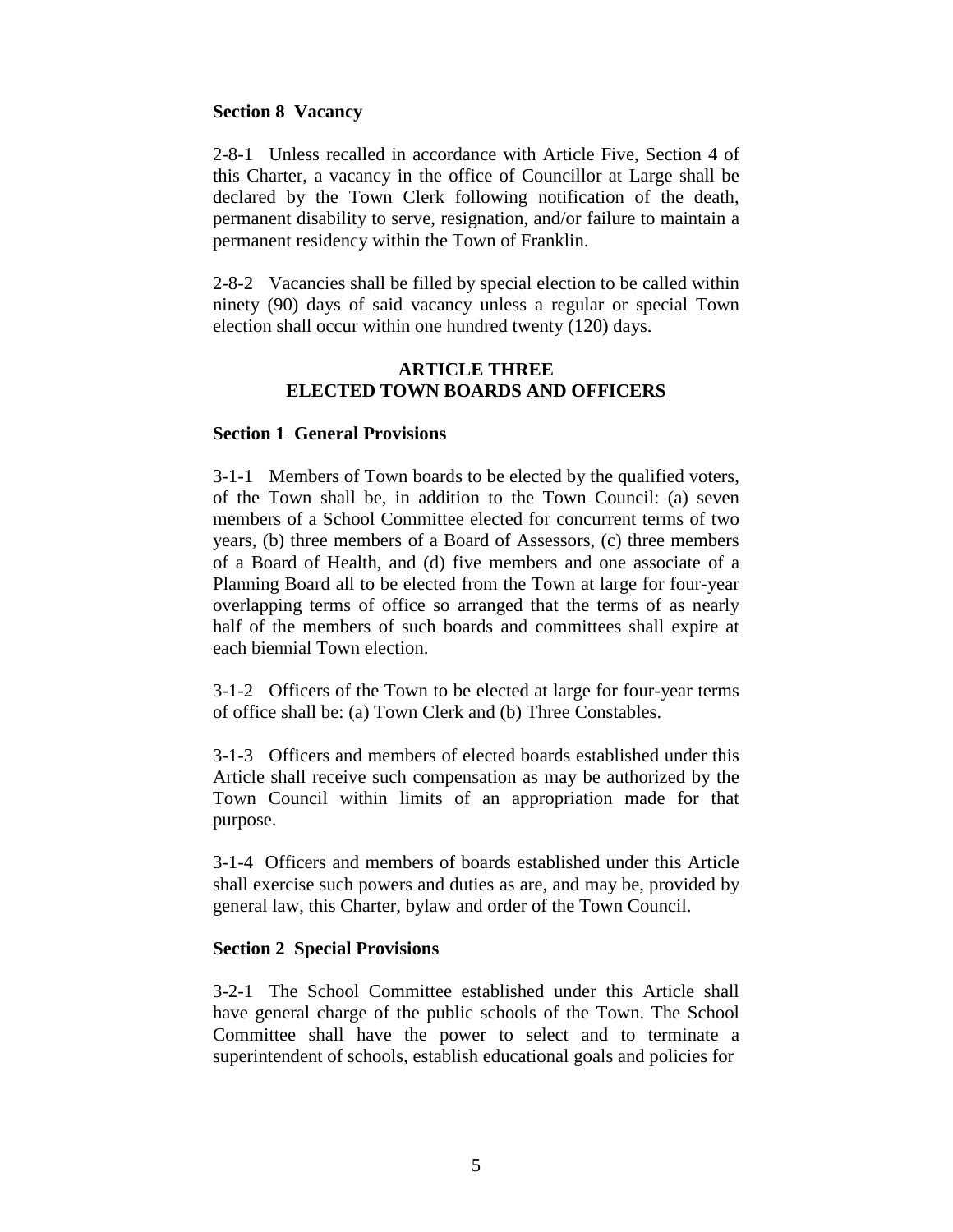**Section 8 Vacancy**

2-8-1 Unless recalled in accordance with Article Five, Section 4 of this Charter, a vacancy in the office of Councillor at Large shall be declared by the Town Clerk following notification of the death, permanent disability to serve, resignation, and/or failure to maintain a permanent residency within the Town of Franklin.

2-8-2 Vacancies shall be filled by special election to be called within ninety (90) days of said vacancy unless a regular or special Town election shall occur within one hundred twenty (120) days.

## ARTICLE THREE
## ELECTED TOWN BOARDS AND OFFICERS

**Section 1 General Provisions**

3-1-1 Members of Town boards to be elected by the qualified voters, of the Town shall be, in addition to the Town Council: (a) seven members of a School Committee elected for concurrent terms of two years, (b) three members of a Board of Assessors, (c) three members of a Board of Health, and (d) five members and one associate of a Planning Board all to be elected from the Town at large for four-year overlapping terms of office so arranged that the terms of as nearly half of the members of such boards and committees shall expire at each biennial Town election.

3-1-2 Officers of the Town to be elected at large for four-year terms of office shall be: (a) Town Clerk and (b) Three Constables.

3-1-3 Officers and members of elected boards established under this Article shall receive such compensation as may be authorized by the Town Council within limits of an appropriation made for that purpose.

3-1-4 Officers and members of boards established under this Article shall exercise such powers and duties as are, and may be, provided by general law, this Charter, bylaw and order of the Town Council.

**Section 2 Special Provisions**

3-2-1 The School Committee established under this Article shall have general charge of the public schools of the Town. The School Committee shall have the power to select and to terminate a superintendent of schools, establish educational goals and policies for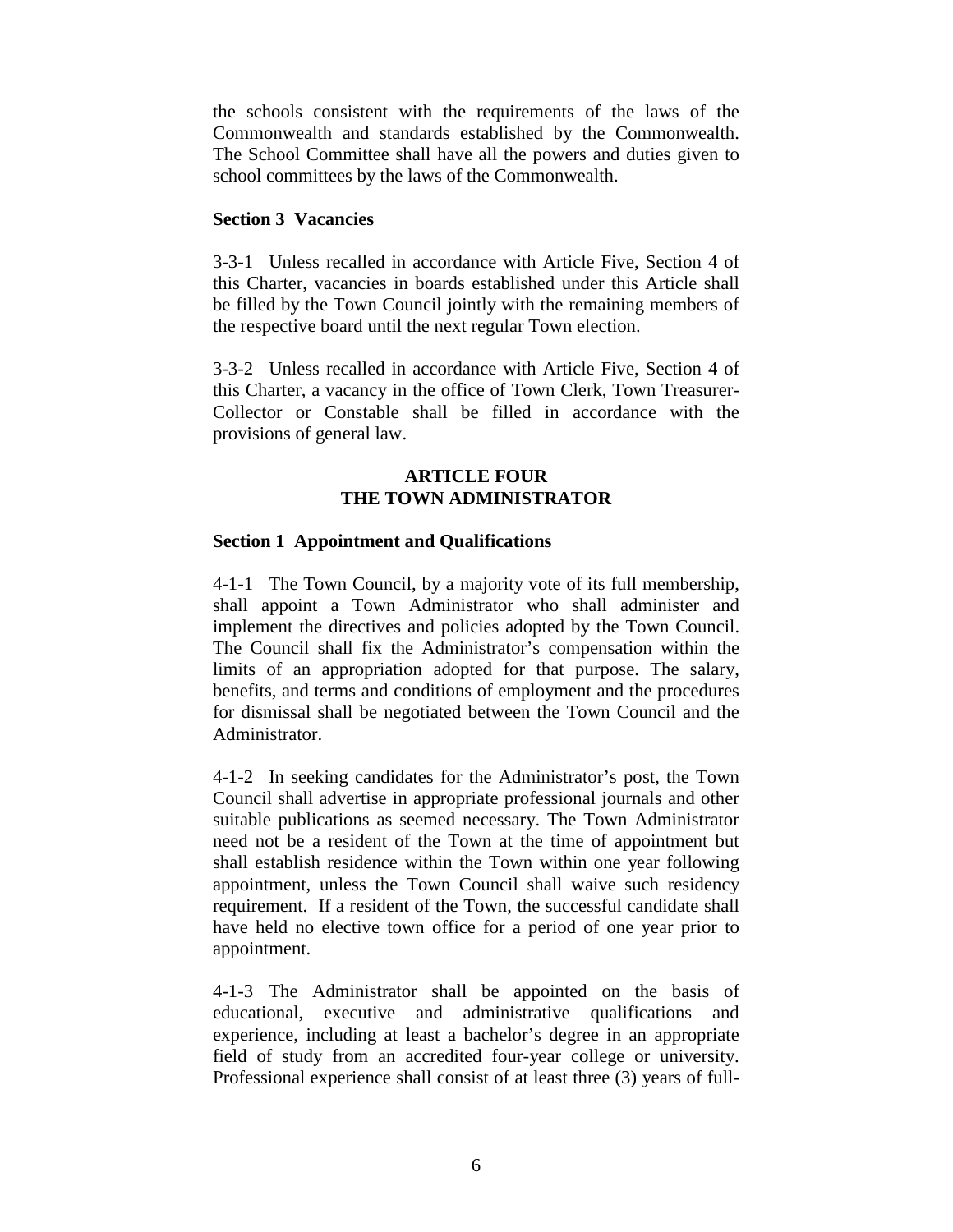the schools consistent with the requirements of the laws of the Commonwealth and standards established by the Commonwealth. The School Committee shall have all the powers and duties given to school committees by the laws of the Commonwealth.

**Section 3 Vacancies**

3-3-1 Unless recalled in accordance with Article Five, Section 4 of this Charter, vacancies in boards established under this Article shall be filled by the Town Council jointly with the remaining members of the respective board until the next regular Town election.

3-3-2 Unless recalled in accordance with Article Five, Section 4 of this Charter, a vacancy in the office of Town Clerk, Town Treasurer-Collector or Constable shall be filled in accordance with the provisions of general law.

## ARTICLE FOUR
## THE TOWN ADMINISTRATOR

**Section 1 Appointment and Qualifications**

4-1-1 The Town Council, by a majority vote of its full membership, shall appoint a Town Administrator who shall administer and implement the directives and policies adopted by the Town Council. The Council shall fix the Administrator's compensation within the limits of an appropriation adopted for that purpose. The salary, benefits, and terms and conditions of employment and the procedures for dismissal shall be negotiated between the Town Council and the Administrator.

4-1-2 In seeking candidates for the Administrator's post, the Town Council shall advertise in appropriate professional journals and other suitable publications as seemed necessary. The Town Administrator need not be a resident of the Town at the time of appointment but shall establish residence within the Town within one year following appointment, unless the Town Council shall waive such residency requirement. If a resident of the Town, the successful candidate shall have held no elective town office for a period of one year prior to appointment.

4-1-3 The Administrator shall be appointed on the basis of educational, executive and administrative qualifications and experience, including at least a bachelor's degree in an appropriate field of study from an accredited four-year college or university. Professional experience shall consist of at least three (3) years of full-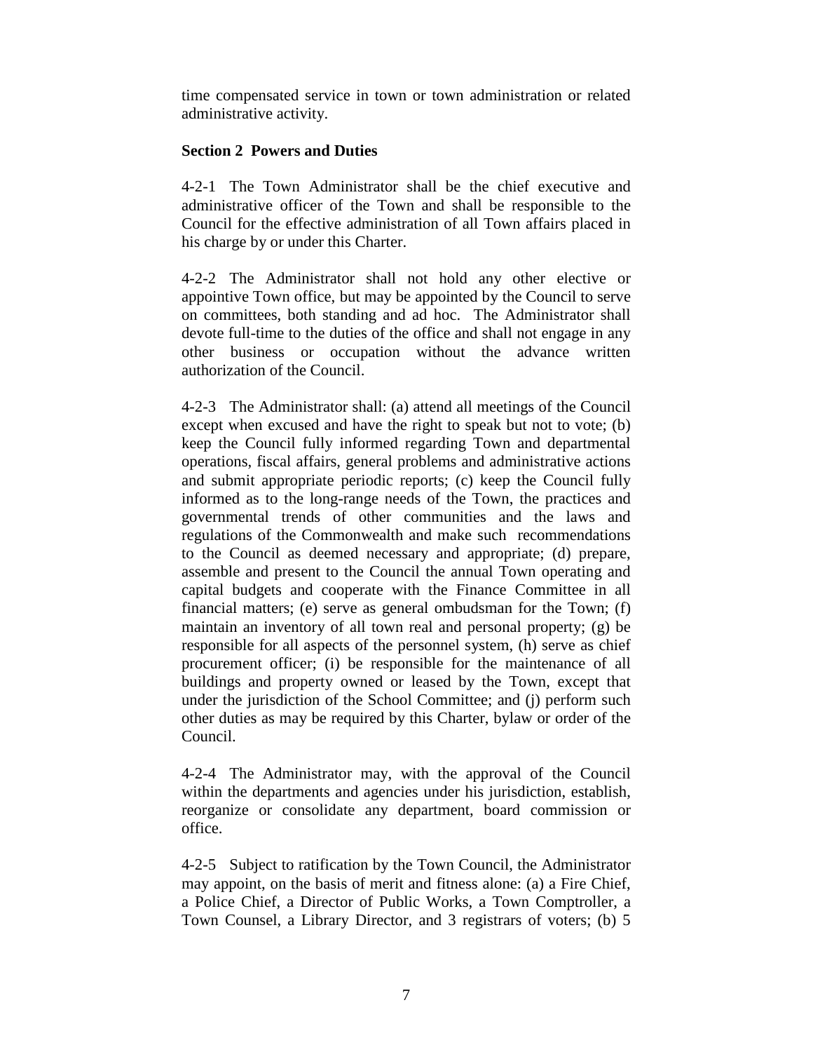time compensated service in town or town administration or related administrative activity.

**Section 2 Powers and Duties**

4-2-1 The Town Administrator shall be the chief executive and administrative officer of the Town and shall be responsible to the Council for the effective administration of all Town affairs placed in his charge by or under this Charter.

4-2-2 The Administrator shall not hold any other elective or appointive Town office, but may be appointed by the Council to serve on committees, both standing and ad hoc. The Administrator shall devote full-time to the duties of the office and shall not engage in any other business or occupation without the advance written authorization of the Council.

4-2-3 The Administrator shall: (a) attend all meetings of the Council except when excused and have the right to speak but not to vote; (b) keep the Council fully informed regarding Town and departmental operations, fiscal affairs, general problems and administrative actions and submit appropriate periodic reports; (c) keep the Council fully informed as to the long-range needs of the Town, the practices and governmental trends of other communities and the laws and regulations of the Commonwealth and make such recommendations to the Council as deemed necessary and appropriate; (d) prepare, assemble and present to the Council the annual Town operating and capital budgets and cooperate with the Finance Committee in all financial matters; (e) serve as general ombudsman for the Town; (f) maintain an inventory of all town real and personal property; (g) be responsible for all aspects of the personnel system, (h) serve as chief procurement officer; (i) be responsible for the maintenance of all buildings and property owned or leased by the Town, except that under the jurisdiction of the School Committee; and (j) perform such other duties as may be required by this Charter, bylaw or order of the Council.

4-2-4 The Administrator may, with the approval of the Council within the departments and agencies under his jurisdiction, establish, reorganize or consolidate any department, board commission or office.

4-2-5 Subject to ratification by the Town Council, the Administrator may appoint, on the basis of merit and fitness alone: (a) a Fire Chief, a Police Chief, a Director of Public Works, a Town Comptroller, a Town Counsel, a Library Director, and 3 registrars of voters; (b) 5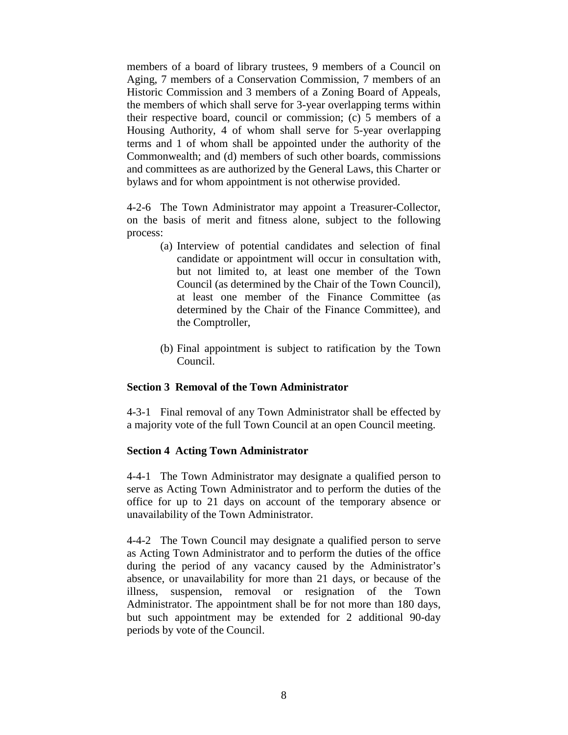members of a board of library trustees, 9 members of a Council on Aging, 7 members of a Conservation Commission, 7 members of an Historic Commission and 3 members of a Zoning Board of Appeals, the members of which shall serve for 3-year overlapping terms within their respective board, council or commission; (c) 5 members of a Housing Authority, 4 of whom shall serve for 5-year overlapping terms and 1 of whom shall be appointed under the authority of the Commonwealth; and (d) members of such other boards, commissions and committees as are authorized by the General Laws, this Charter or bylaws and for whom appointment is not otherwise provided.

4-2-6 The Town Administrator may appoint a Treasurer-Collector, on the basis of merit and fitness alone, subject to the following process:

(a) Interview of potential candidates and selection of final candidate or appointment will occur in consultation with, but not limited to, at least one member of the Town Council (as determined by the Chair of the Town Council), at least one member of the Finance Committee (as determined by the Chair of the Finance Committee), and the Comptroller,

(b) Final appointment is subject to ratification by the Town Council.

**Section 3 Removal of the Town Administrator**

4-3-1 Final removal of any Town Administrator shall be effected by a majority vote of the full Town Council at an open Council meeting.

**Section 4 Acting Town Administrator**

4-4-1 The Town Administrator may designate a qualified person to serve as Acting Town Administrator and to perform the duties of the office for up to 21 days on account of the temporary absence or unavailability of the Town Administrator.

4-4-2 The Town Council may designate a qualified person to serve as Acting Town Administrator and to perform the duties of the office during the period of any vacancy caused by the Administrator's absence, or unavailability for more than 21 days, or because of the illness, suspension, removal or resignation of the Town Administrator. The appointment shall be for not more than 180 days, but such appointment may be extended for 2 additional 90-day periods by vote of the Council.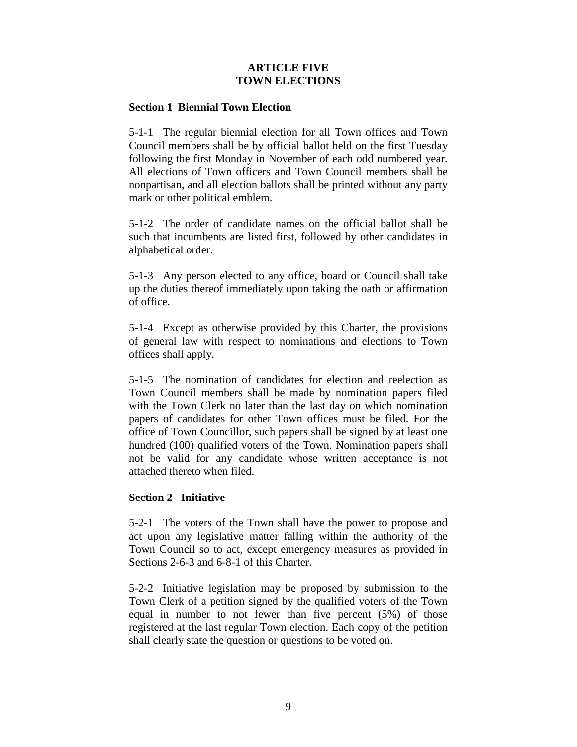# ARTICLE FIVE
# TOWN ELECTIONS

## Section 1 Biennial Town Election

5-1-1 The regular biennial election for all Town offices and Town Council members shall be by official ballot held on the first Tuesday following the first Monday in November of each odd numbered year. All elections of Town officers and Town Council members shall be nonpartisan, and all election ballots shall be printed without any party mark or other political emblem.

5-1-2 The order of candidate names on the official ballot shall be such that incumbents are listed first, followed by other candidates in alphabetical order.

5-1-3 Any person elected to any office, board or Council shall take up the duties thereof immediately upon taking the oath or affirmation of office.

5-1-4 Except as otherwise provided by this Charter, the provisions of general law with respect to nominations and elections to Town offices shall apply.

5-1-5 The nomination of candidates for election and reelection as Town Council members shall be made by nomination papers filed with the Town Clerk no later than the last day on which nomination papers of candidates for other Town offices must be filed. For the office of Town Councillor, such papers shall be signed by at least one hundred (100) qualified voters of the Town. Nomination papers shall not be valid for any candidate whose written acceptance is not attached thereto when filed.

## Section 2 Initiative

5-2-1 The voters of the Town shall have the power to propose and act upon any legislative matter falling within the authority of the Town Council so to act, except emergency measures as provided in Sections 2-6-3 and 6-8-1 of this Charter.

5-2-2 Initiative legislation may be proposed by submission to the Town Clerk of a petition signed by the qualified voters of the Town equal in number to not fewer than five percent (5%) of those registered at the last regular Town election. Each copy of the petition shall clearly state the question or questions to be voted on.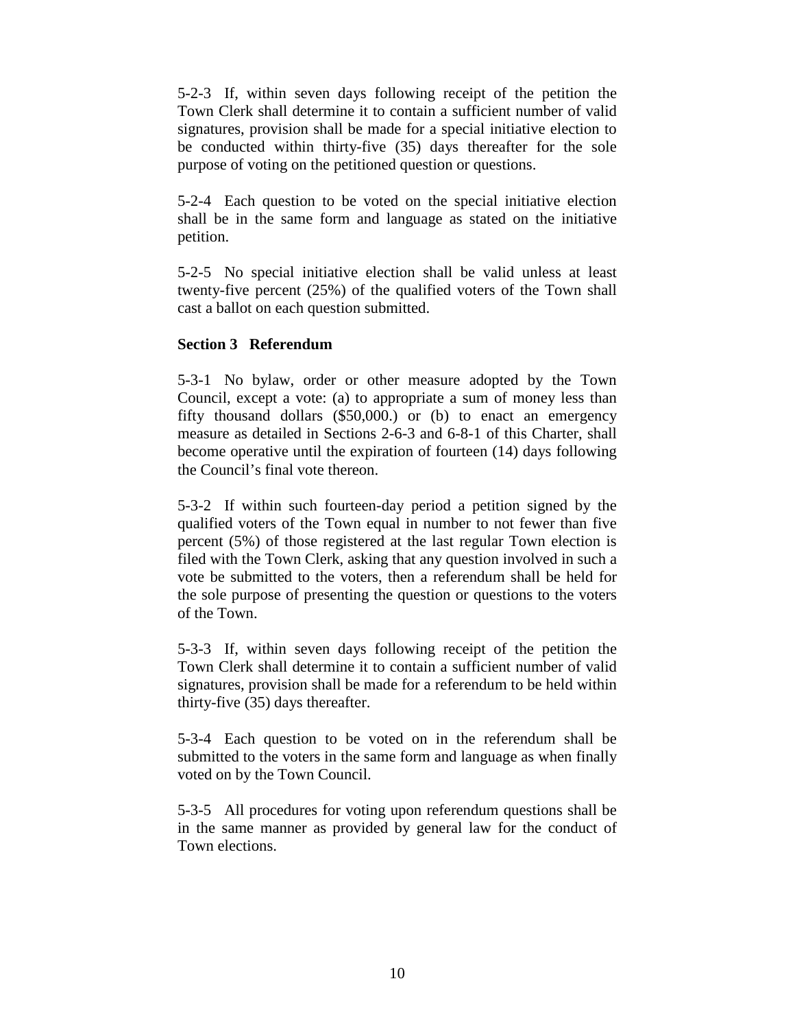5-2-3 If, within seven days following receipt of the petition the Town Clerk shall determine it to contain a sufficient number of valid signatures, provision shall be made for a special initiative election to be conducted within thirty-five (35) days thereafter for the sole purpose of voting on the petitioned question or questions.

5-2-4 Each question to be voted on the special initiative election shall be in the same form and language as stated on the initiative petition.

5-2-5 No special initiative election shall be valid unless at least twenty-five percent (25%) of the qualified voters of the Town shall cast a ballot on each question submitted.

**Section 3 Referendum**

5-3-1 No bylaw, order or other measure adopted by the Town Council, except a vote: (a) to appropriate a sum of money less than fifty thousand dollars ($50,000.) or (b) to enact an emergency measure as detailed in Sections 2-6-3 and 6-8-1 of this Charter, shall become operative until the expiration of fourteen (14) days following the Council's final vote thereon.

5-3-2 If within such fourteen-day period a petition signed by the qualified voters of the Town equal in number to not fewer than five percent (5%) of those registered at the last regular Town election is filed with the Town Clerk, asking that any question involved in such a vote be submitted to the voters, then a referendum shall be held for the sole purpose of presenting the question or questions to the voters of the Town.

5-3-3 If, within seven days following receipt of the petition the Town Clerk shall determine it to contain a sufficient number of valid signatures, provision shall be made for a referendum to be held within thirty-five (35) days thereafter.

5-3-4 Each question to be voted on in the referendum shall be submitted to the voters in the same form and language as when finally voted on by the Town Council.

5-3-5 All procedures for voting upon referendum questions shall be in the same manner as provided by general law for the conduct of Town elections.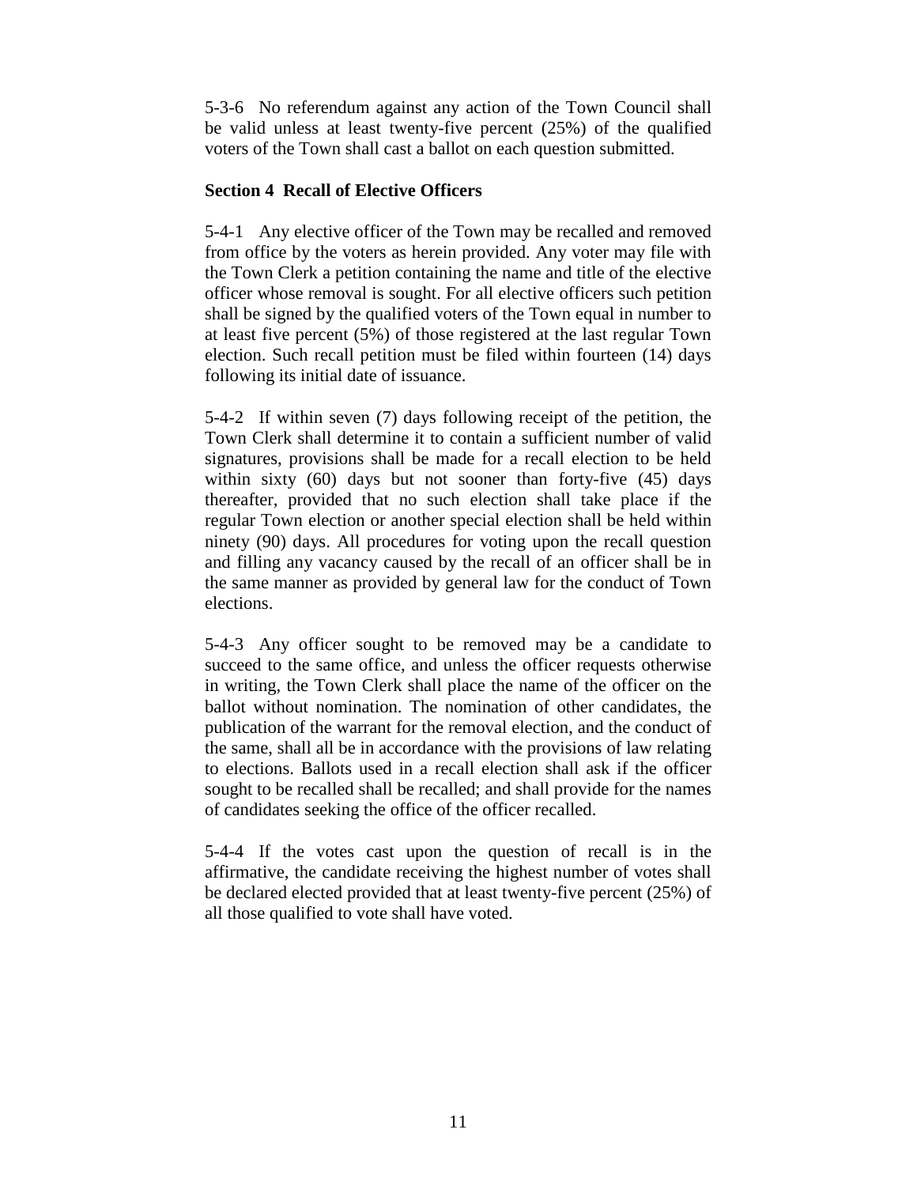5-3-6 No referendum against any action of the Town Council shall be valid unless at least twenty-five percent (25%) of the qualified voters of the Town shall cast a ballot on each question submitted.

**Section 4 Recall of Elective Officers**

5-4-1 Any elective officer of the Town may be recalled and removed from office by the voters as herein provided. Any voter may file with the Town Clerk a petition containing the name and title of the elective officer whose removal is sought. For all elective officers such petition shall be signed by the qualified voters of the Town equal in number to at least five percent (5%) of those registered at the last regular Town election. Such recall petition must be filed within fourteen (14) days following its initial date of issuance.

5-4-2 If within seven (7) days following receipt of the petition, the Town Clerk shall determine it to contain a sufficient number of valid signatures, provisions shall be made for a recall election to be held within sixty (60) days but not sooner than forty-five (45) days thereafter, provided that no such election shall take place if the regular Town election or another special election shall be held within ninety (90) days. All procedures for voting upon the recall question and filling any vacancy caused by the recall of an officer shall be in the same manner as provided by general law for the conduct of Town elections.

5-4-3 Any officer sought to be removed may be a candidate to succeed to the same office, and unless the officer requests otherwise in writing, the Town Clerk shall place the name of the officer on the ballot without nomination. The nomination of other candidates, the publication of the warrant for the removal election, and the conduct of the same, shall all be in accordance with the provisions of law relating to elections. Ballots used in a recall election shall ask if the officer sought to be recalled shall be recalled; and shall provide for the names of candidates seeking the office of the officer recalled.

5-4-4 If the votes cast upon the question of recall is in the affirmative, the candidate receiving the highest number of votes shall be declared elected provided that at least twenty-five percent (25%) of all those qualified to vote shall have voted.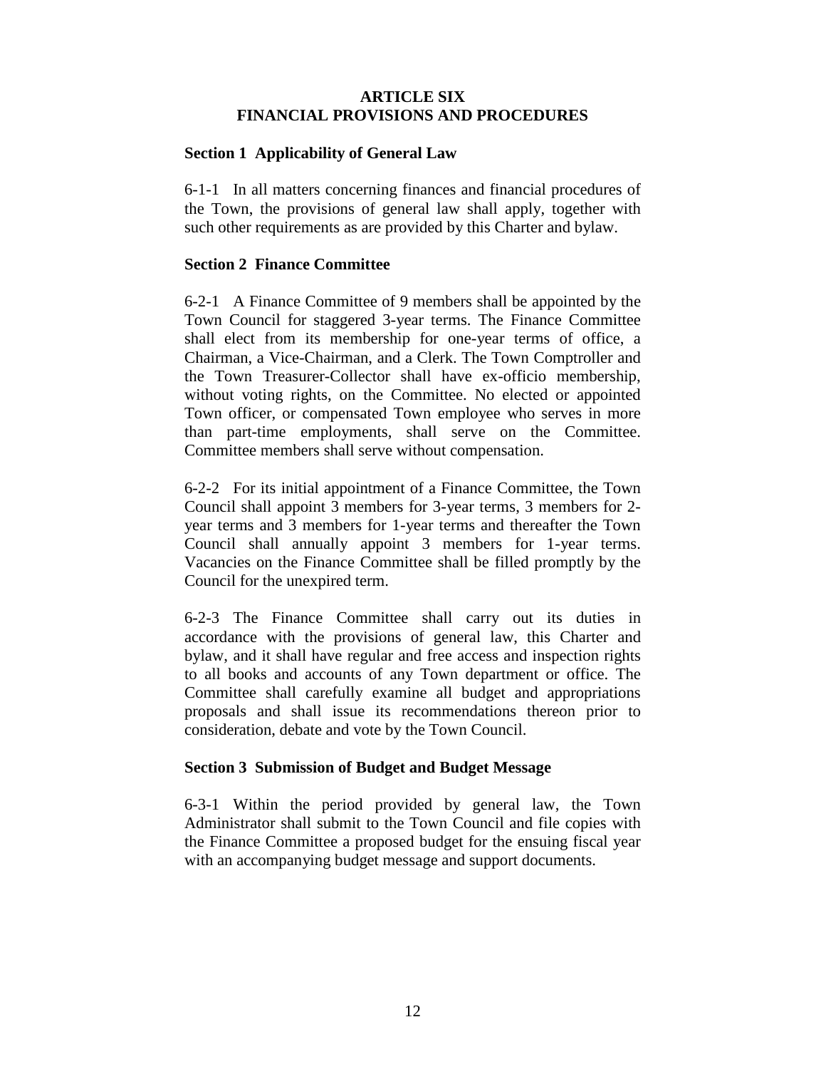# ARTICLE SIX
# FINANCIAL PROVISIONS AND PROCEDURES

### Section 1 Applicability of General Law

6-1-1 In all matters concerning finances and financial procedures of the Town, the provisions of general law shall apply, together with such other requirements as are provided by this Charter and bylaw.

### Section 2 Finance Committee

6-2-1 A Finance Committee of 9 members shall be appointed by the Town Council for staggered 3-year terms. The Finance Committee shall elect from its membership for one-year terms of office, a Chairman, a Vice-Chairman, and a Clerk. The Town Comptroller and the Town Treasurer-Collector shall have ex-officio membership, without voting rights, on the Committee. No elected or appointed Town officer, or compensated Town employee who serves in more than part-time employments, shall serve on the Committee. Committee members shall serve without compensation.

6-2-2 For its initial appointment of a Finance Committee, the Town Council shall appoint 3 members for 3-year terms, 3 members for 2-year terms and 3 members for 1-year terms and thereafter the Town Council shall annually appoint 3 members for 1-year terms. Vacancies on the Finance Committee shall be filled promptly by the Council for the unexpired term.

6-2-3 The Finance Committee shall carry out its duties in accordance with the provisions of general law, this Charter and bylaw, and it shall have regular and free access and inspection rights to all books and accounts of any Town department or office. The Committee shall carefully examine all budget and appropriations proposals and shall issue its recommendations thereon prior to consideration, debate and vote by the Town Council.

### Section 3 Submission of Budget and Budget Message

6-3-1 Within the period provided by general law, the Town Administrator shall submit to the Town Council and file copies with the Finance Committee a proposed budget for the ensuing fiscal year with an accompanying budget message and support documents.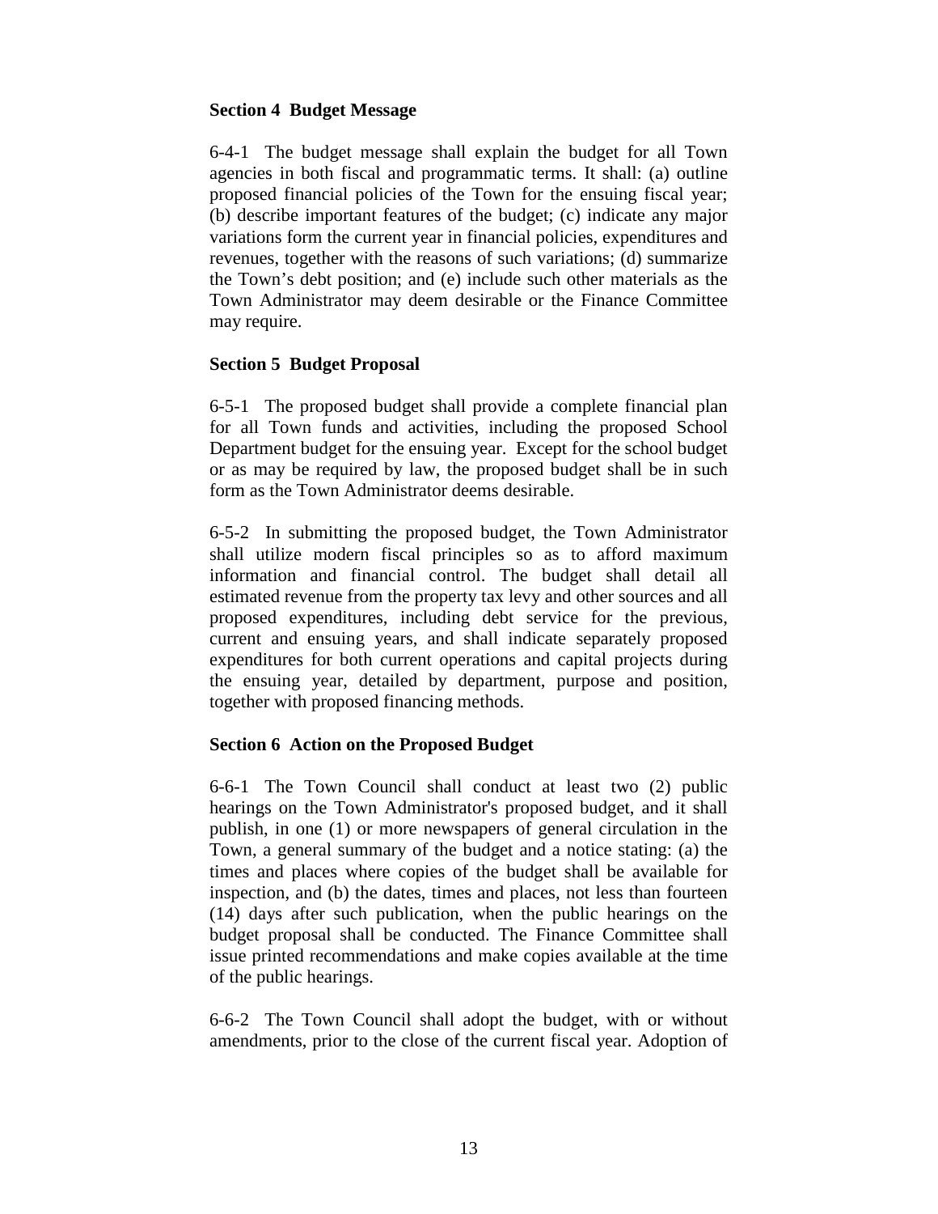### Section 4 Budget Message

6-4-1 The budget message shall explain the budget for all Town agencies in both fiscal and programmatic terms. It shall: (a) outline proposed financial policies of the Town for the ensuing fiscal year; (b) describe important features of the budget; (c) indicate any major variations form the current year in financial policies, expenditures and revenues, together with the reasons of such variations; (d) summarize the Town's debt position; and (e) include such other materials as the Town Administrator may deem desirable or the Finance Committee may require.

### Section 5 Budget Proposal

6-5-1 The proposed budget shall provide a complete financial plan for all Town funds and activities, including the proposed School Department budget for the ensuing year. Except for the school budget or as may be required by law, the proposed budget shall be in such form as the Town Administrator deems desirable.

6-5-2 In submitting the proposed budget, the Town Administrator shall utilize modern fiscal principles so as to afford maximum information and financial control. The budget shall detail all estimated revenue from the property tax levy and other sources and all proposed expenditures, including debt service for the previous, current and ensuing years, and shall indicate separately proposed expenditures for both current operations and capital projects during the ensuing year, detailed by department, purpose and position, together with proposed financing methods.

### Section 6 Action on the Proposed Budget

6-6-1 The Town Council shall conduct at least two (2) public hearings on the Town Administrator's proposed budget, and it shall publish, in one (1) or more newspapers of general circulation in the Town, a general summary of the budget and a notice stating: (a) the times and places where copies of the budget shall be available for inspection, and (b) the dates, times and places, not less than fourteen (14) days after such publication, when the public hearings on the budget proposal shall be conducted. The Finance Committee shall issue printed recommendations and make copies available at the time of the public hearings.

6-6-2 The Town Council shall adopt the budget, with or without amendments, prior to the close of the current fiscal year. Adoption of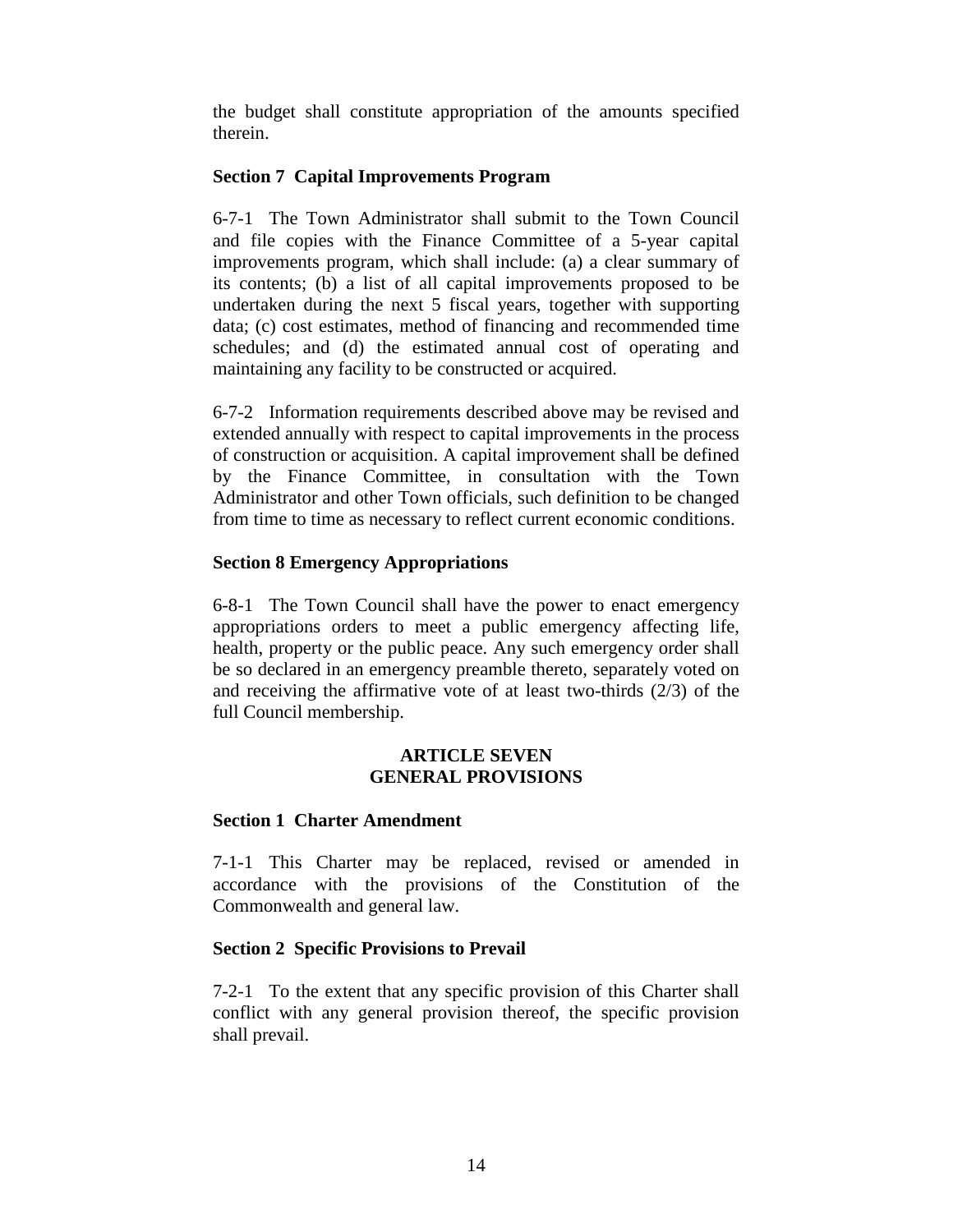the budget shall constitute appropriation of the amounts specified therein.

**Section 7 Capital Improvements Program**

6-7-1 The Town Administrator shall submit to the Town Council and file copies with the Finance Committee of a 5-year capital improvements program, which shall include: (a) a clear summary of its contents; (b) a list of all capital improvements proposed to be undertaken during the next 5 fiscal years, together with supporting data; (c) cost estimates, method of financing and recommended time schedules; and (d) the estimated annual cost of operating and maintaining any facility to be constructed or acquired.

6-7-2 Information requirements described above may be revised and extended annually with respect to capital improvements in the process of construction or acquisition. A capital improvement shall be defined by the Finance Committee, in consultation with the Town Administrator and other Town officials, such definition to be changed from time to time as necessary to reflect current economic conditions.

**Section 8 Emergency Appropriations**

6-8-1 The Town Council shall have the power to enact emergency appropriations orders to meet a public emergency affecting life, health, property or the public peace. Any such emergency order shall be so declared in an emergency preamble thereto, separately voted on and receiving the affirmative vote of at least two-thirds (2/3) of the full Council membership.

## ARTICLE SEVEN
## GENERAL PROVISIONS

**Section 1 Charter Amendment**

7-1-1 This Charter may be replaced, revised or amended in accordance with the provisions of the Constitution of the Commonwealth and general law.

**Section 2 Specific Provisions to Prevail**

7-2-1 To the extent that any specific provision of this Charter shall conflict with any general provision thereof, the specific provision shall prevail.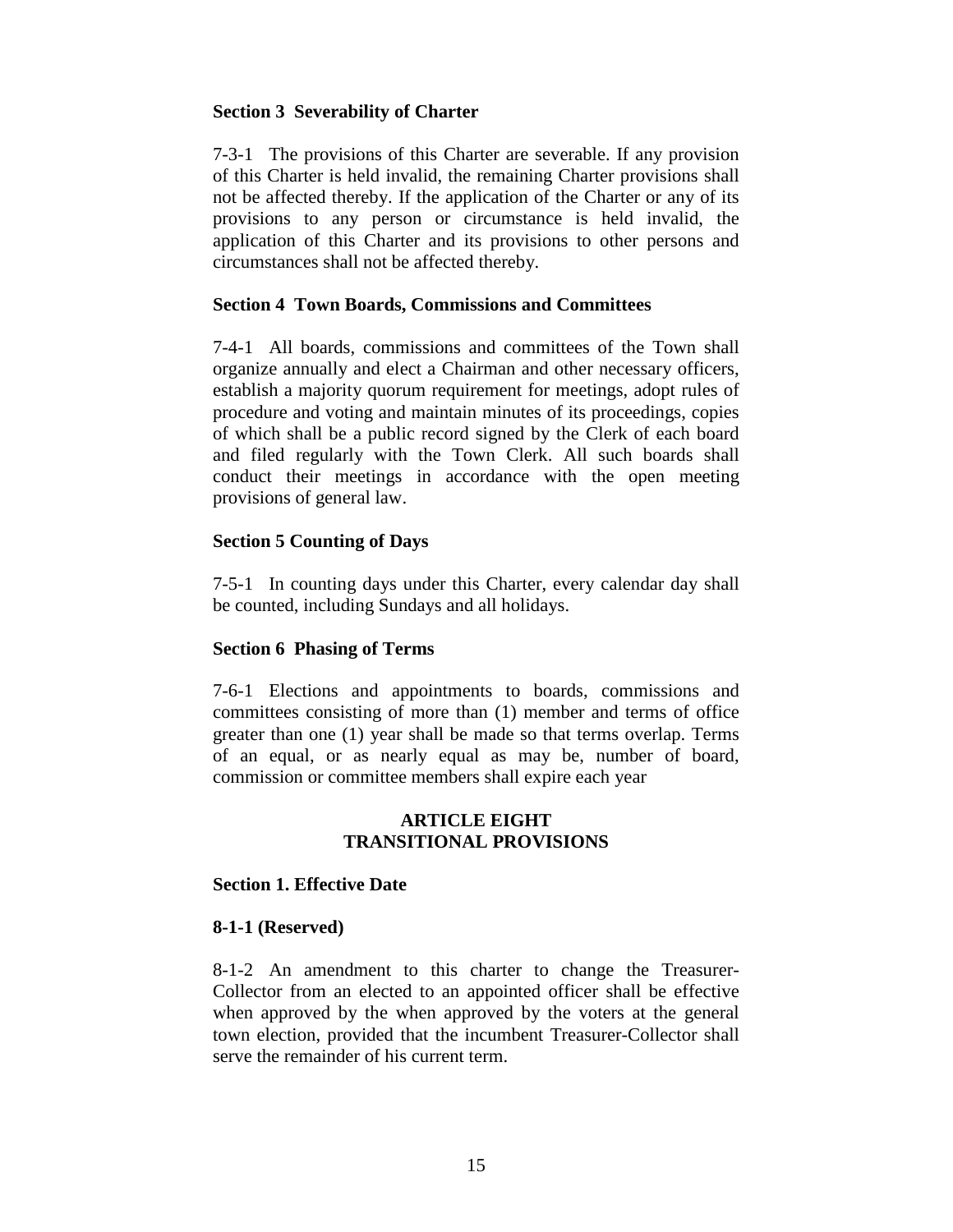**Section 3 Severability of Charter**

7-3-1 The provisions of this Charter are severable. If any provision of this Charter is held invalid, the remaining Charter provisions shall not be affected thereby. If the application of the Charter or any of its provisions to any person or circumstance is held invalid, the application of this Charter and its provisions to other persons and circumstances shall not be affected thereby.

**Section 4 Town Boards, Commissions and Committees**

7-4-1 All boards, commissions and committees of the Town shall organize annually and elect a Chairman and other necessary officers, establish a majority quorum requirement for meetings, adopt rules of procedure and voting and maintain minutes of its proceedings, copies of which shall be a public record signed by the Clerk of each board and filed regularly with the Town Clerk. All such boards shall conduct their meetings in accordance with the open meeting provisions of general law.

**Section 5 Counting of Days**

7-5-1 In counting days under this Charter, every calendar day shall be counted, including Sundays and all holidays.

**Section 6 Phasing of Terms**

7-6-1 Elections and appointments to boards, commissions and committees consisting of more than (1) member and terms of office greater than one (1) year shall be made so that terms overlap. Terms of an equal, or as nearly equal as may be, number of board, commission or committee members shall expire each year

## ARTICLE EIGHT
## TRANSITIONAL PROVISIONS

**Section 1. Effective Date**

**8-1-1 (Reserved)**

8-1-2 An amendment to this charter to change the Treasurer-Collector from an elected to an appointed officer shall be effective when approved by the when approved by the voters at the general town election, provided that the incumbent Treasurer-Collector shall serve the remainder of his current term.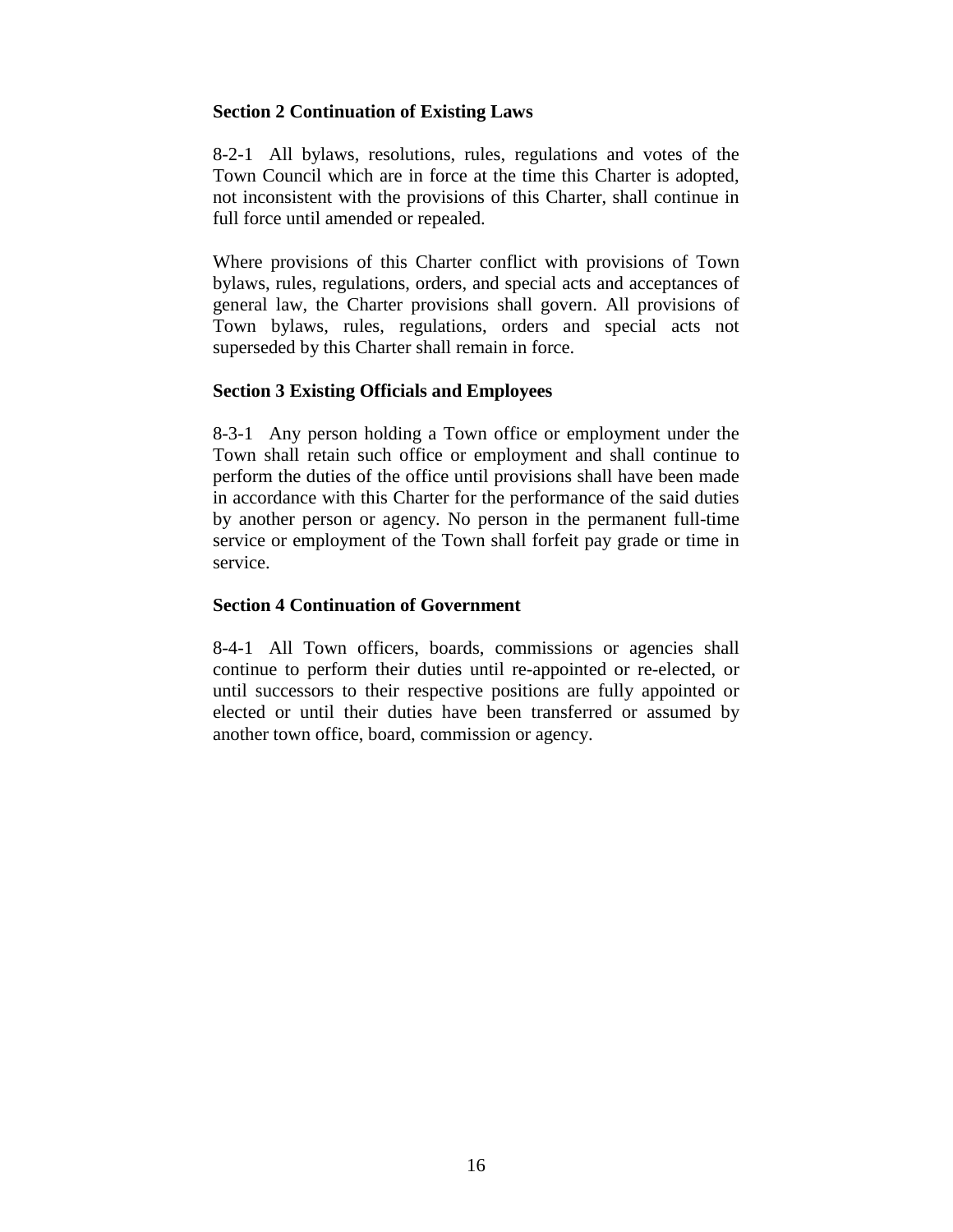**Section 2 Continuation of Existing Laws**

8-2-1 All bylaws, resolutions, rules, regulations and votes of the Town Council which are in force at the time this Charter is adopted, not inconsistent with the provisions of this Charter, shall continue in full force until amended or repealed.

Where provisions of this Charter conflict with provisions of Town bylaws, rules, regulations, orders, and special acts and acceptances of general law, the Charter provisions shall govern. All provisions of Town bylaws, rules, regulations, orders and special acts not superseded by this Charter shall remain in force.

**Section 3 Existing Officials and Employees**

8-3-1 Any person holding a Town office or employment under the Town shall retain such office or employment and shall continue to perform the duties of the office until provisions shall have been made in accordance with this Charter for the performance of the said duties by another person or agency. No person in the permanent full-time service or employment of the Town shall forfeit pay grade or time in service.

**Section 4 Continuation of Government**

8-4-1 All Town officers, boards, commissions or agencies shall continue to perform their duties until re-appointed or re-elected, or until successors to their respective positions are fully appointed or elected or until their duties have been transferred or assumed by another town office, board, commission or agency.